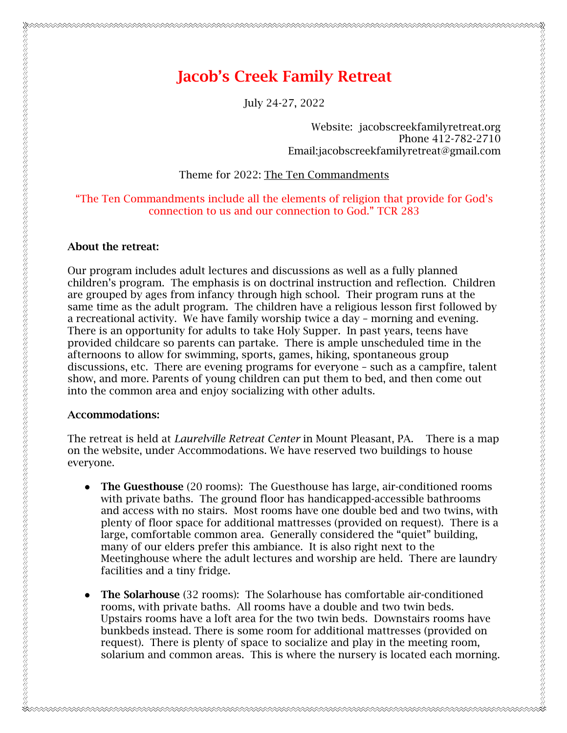# Jacob's Creek Family Retreat

July 24-27, 2022

Website: jacobscreekfamilyretreat.org
Phone 412-782-2710
Email:jacobscreekfamilyretreat@gmail.com

Theme for 2022: The Ten Commandments

"The Ten Commandments include all the elements of religion that provide for God's connection to us and our connection to God." TCR 283

**About the retreat:**

Our program includes adult lectures and discussions as well as a fully planned children's program. The emphasis is on doctrinal instruction and reflection. Children are grouped by ages from infancy through high school. Their program runs at the same time as the adult program. The children have a religious lesson first followed by a recreational activity. We have family worship twice a day – morning and evening. There is an opportunity for adults to take Holy Supper. In past years, teens have provided childcare so parents can partake. There is ample unscheduled time in the afternoons to allow for swimming, sports, games, hiking, spontaneous group discussions, etc. There are evening programs for everyone – such as a campfire, talent show, and more. Parents of young children can put them to bed, and then come out into the common area and enjoy socializing with other adults.

**Accommodations:**

The retreat is held at *Laurelville Retreat Center* in Mount Pleasant, PA. There is a map on the website, under Accommodations. We have reserved two buildings to house everyone.

- **The Guesthouse** (20 rooms): The Guesthouse has large, air-conditioned rooms with private baths. The ground floor has handicapped-accessible bathrooms and access with no stairs. Most rooms have one double bed and two twins, with plenty of floor space for additional mattresses (provided on request). There is a large, comfortable common area. Generally considered the "quiet" building, many of our elders prefer this ambiance. It is also right next to the Meetinghouse where the adult lectures and worship are held. There are laundry facilities and a tiny fridge.

- **The Solarhouse** (32 rooms): The Solarhouse has comfortable air-conditioned rooms, with private baths. All rooms have a double and two twin beds. Upstairs rooms have a loft area for the two twin beds. Downstairs rooms have bunkbeds instead. There is some room for additional mattresses (provided on request). There is plenty of space to socialize and play in the meeting room, solarium and common areas. This is where the nursery is located each morning.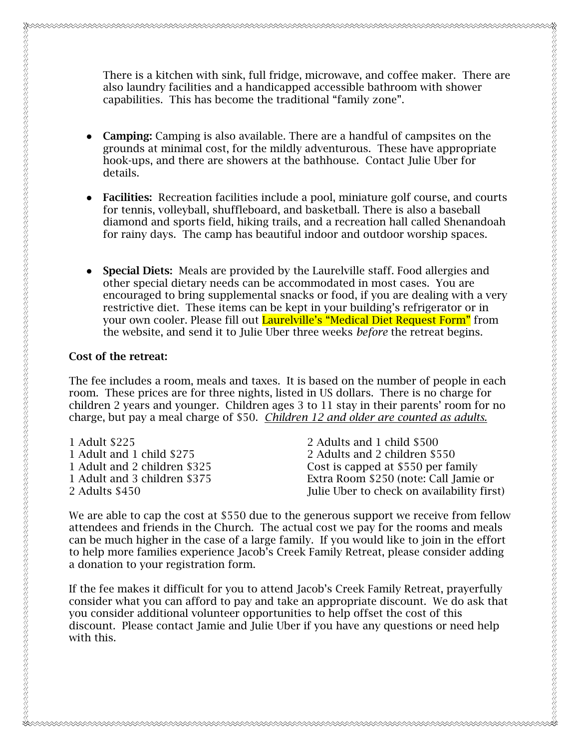There is a kitchen with sink, full fridge, microwave, and coffee maker. There are also laundry facilities and a handicapped accessible bathroom with shower capabilities. This has become the traditional "family zone".

- **Camping:** Camping is also available. There are a handful of campsites on the grounds at minimal cost, for the mildly adventurous. These have appropriate hook-ups, and there are showers at the bathhouse. Contact Julie Uber for details.

- **Facilities:** Recreation facilities include a pool, miniature golf course, and courts for tennis, volleyball, shuffleboard, and basketball. There is also a baseball diamond and sports field, hiking trails, and a recreation hall called Shenandoah for rainy days. The camp has beautiful indoor and outdoor worship spaces.

- **Special Diets:** Meals are provided by the Laurelville staff. Food allergies and other special dietary needs can be accommodated in most cases. You are encouraged to bring supplemental snacks or food, if you are dealing with a very restrictive diet. These items can be kept in your building's refrigerator or in your own cooler. Please fill out Laurelville's "Medical Diet Request Form" from the website, and send it to Julie Uber three weeks *before* the retreat begins.

**Cost of the retreat:**

The fee includes a room, meals and taxes. It is based on the number of people in each room. These prices are for three nights, listed in US dollars. There is no charge for children 2 years and younger. Children ages 3 to 11 stay in their parents' room for no charge, but pay a meal charge of $50. *Children 12 and older are counted as adults.*

1 Adult $225
1 Adult and 1 child $275
1 Adult and 2 children $325
1 Adult and 3 children $375
2 Adults $450
2 Adults and 1 child $500
2 Adults and 2 children $550
Cost is capped at $550 per family
Extra Room $250 (note: Call Jamie or Julie Uber to check on availability first)

We are able to cap the cost at $550 due to the generous support we receive from fellow attendees and friends in the Church. The actual cost we pay for the rooms and meals can be much higher in the case of a large family. If you would like to join in the effort to help more families experience Jacob's Creek Family Retreat, please consider adding a donation to your registration form.

If the fee makes it difficult for you to attend Jacob's Creek Family Retreat, prayerfully consider what you can afford to pay and take an appropriate discount. We do ask that you consider additional volunteer opportunities to help offset the cost of this discount. Please contact Jamie and Julie Uber if you have any questions or need help with this.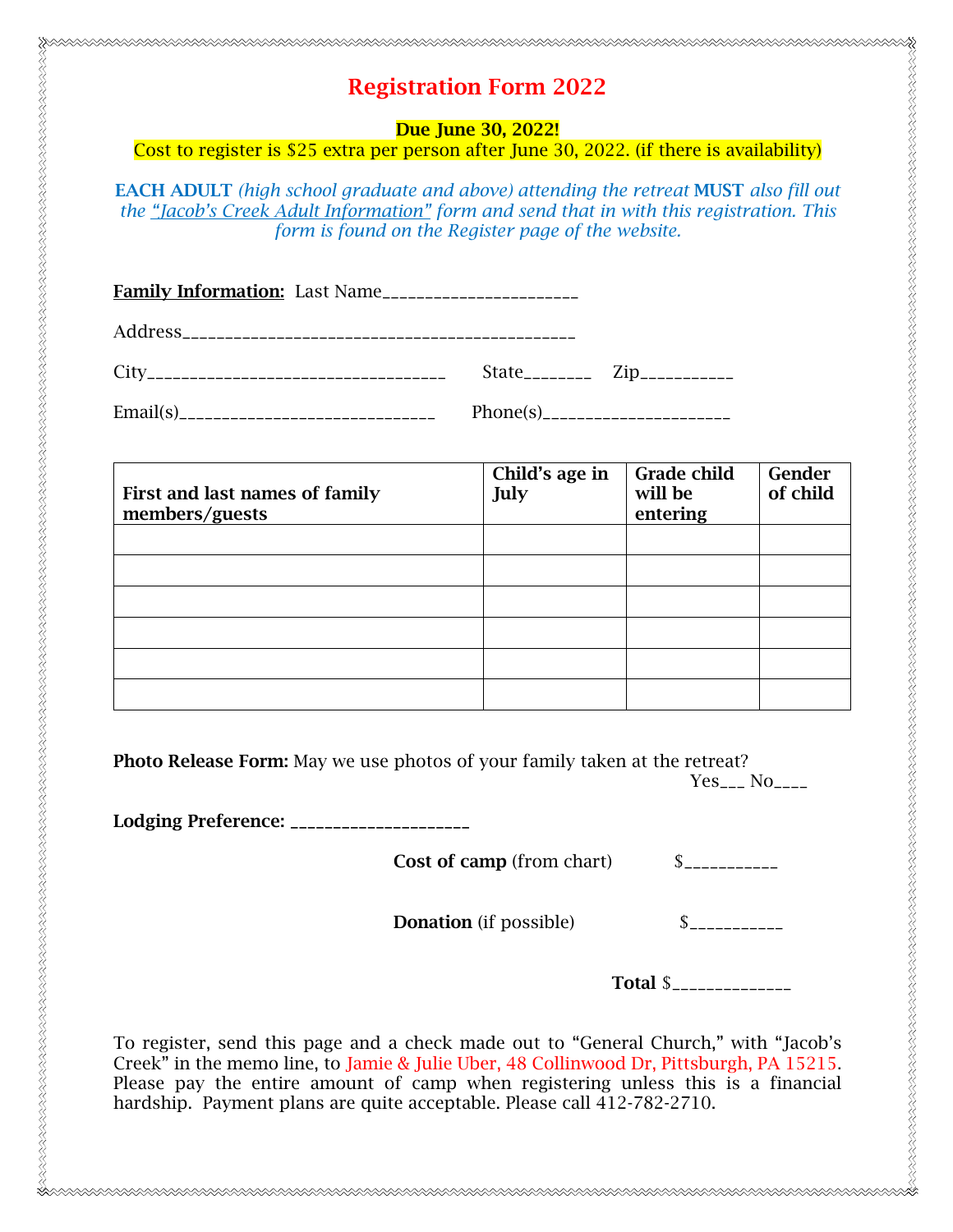# Registration Form 2022

**Due June 30, 2022!**

Cost to register is $25 extra per person after June 30, 2022. (if there is availability)

**EACH ADULT** *(high school graduate and above) attending the retreat* **MUST** *also fill out the "Jacob's Creek Adult Information" form and send that in with this registration. This form is found on the Register page of the website.*

**Family Information:** Last Name______________________

Address____________________________________________

City________________________________ State_______ Zip__________

Email(s)____________________________ Phone(s)_____________________

| First and last names of family members/guests | Child's age in July | Grade child will be entering | Gender of child |
|---|---|---|---|
| | | | |
| | | | |
| | | | |
| | | | |
| | | | |
| | | | |

**Photo Release Form:** May we use photos of your family taken at the retreat?
Yes___ No____

**Lodging Preference:** ____________________

**Cost of camp** (from chart) $__________

**Donation** (if possible) $__________

**Total** $_____________

To register, send this page and a check made out to "General Church," with "Jacob's Creek" in the memo line, to Jamie & Julie Uber, 48 Collinwood Dr, Pittsburgh, PA 15215. Please pay the entire amount of camp when registering unless this is a financial hardship. Payment plans are quite acceptable. Please call 412-782-2710.